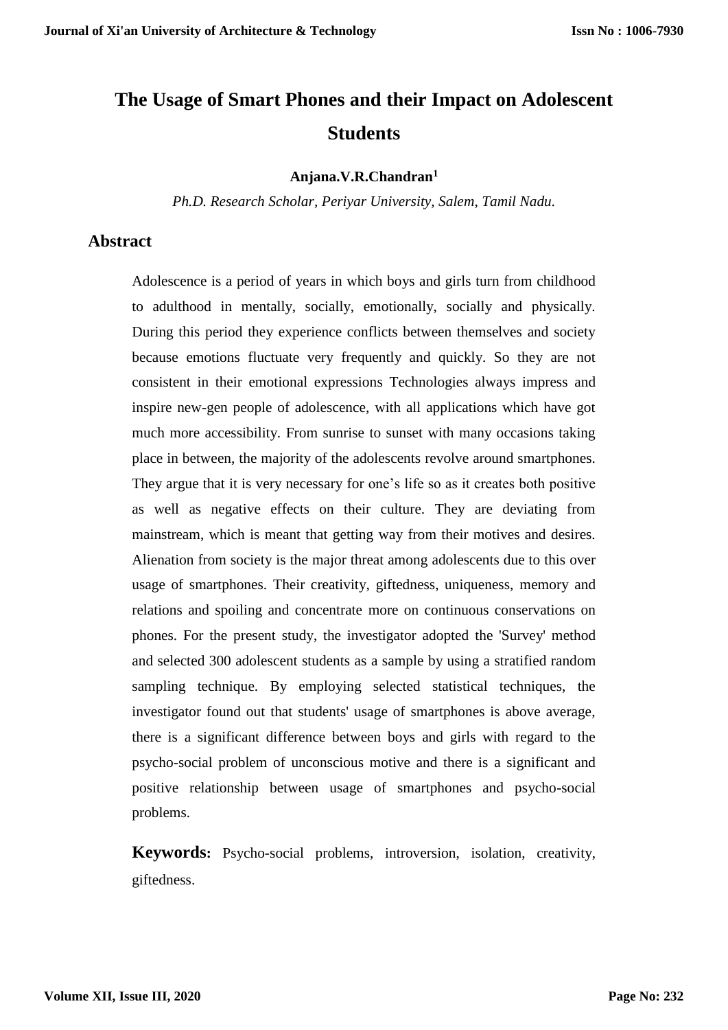# The Usage of Smart Phones and their Impact on Adolescent Students

**Anjana.V.R.Chandran[1]**

*Ph.D. Research Scholar, Periyar University, Salem, Tamil Nadu.*

## Abstract

Adolescence is a period of years in which boys and girls turn from childhood to adulthood in mentally, socially, emotionally, socially and physically. During this period they experience conflicts between themselves and society because emotions fluctuate very frequently and quickly. So they are not consistent in their emotional expressions Technologies always impress and inspire new-gen people of adolescence, with all applications which have got much more accessibility. From sunrise to sunset with many occasions taking place in between, the majority of the adolescents revolve around smartphones. They argue that it is very necessary for one's life so as it creates both positive as well as negative effects on their culture. They are deviating from mainstream, which is meant that getting way from their motives and desires. Alienation from society is the major threat among adolescents due to this over usage of smartphones. Their creativity, giftedness, uniqueness, memory and relations and spoiling and concentrate more on continuous conservations on phones. For the present study, the investigator adopted the 'Survey' method and selected 300 adolescent students as a sample by using a stratified random sampling technique. By employing selected statistical techniques, the investigator found out that students' usage of smartphones is above average, there is a significant difference between boys and girls with regard to the psycho-social problem of unconscious motive and there is a significant and positive relationship between usage of smartphones and psycho-social problems.

**Keywords:** Psycho-social problems, introversion, isolation, creativity, giftedness.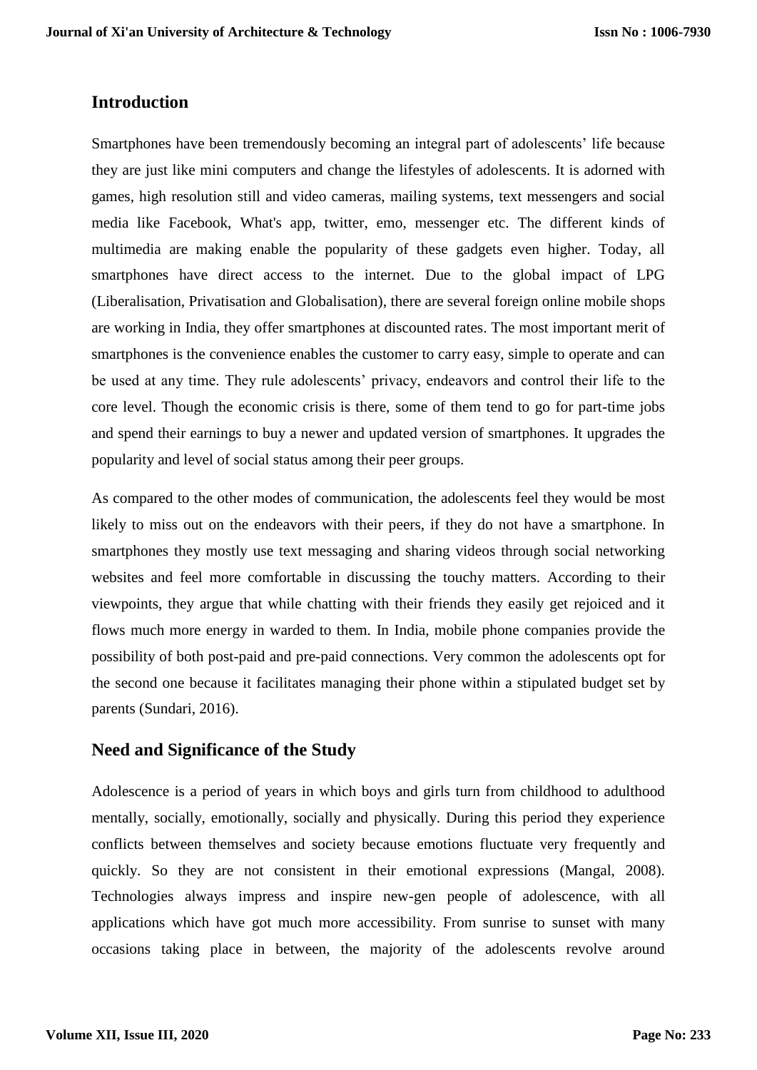## Introduction

Smartphones have been tremendously becoming an integral part of adolescents' life because they are just like mini computers and change the lifestyles of adolescents. It is adorned with games, high resolution still and video cameras, mailing systems, text messengers and social media like Facebook, What's app, twitter, emo, messenger etc. The different kinds of multimedia are making enable the popularity of these gadgets even higher. Today, all smartphones have direct access to the internet. Due to the global impact of LPG (Liberalisation, Privatisation and Globalisation), there are several foreign online mobile shops are working in India, they offer smartphones at discounted rates. The most important merit of smartphones is the convenience enables the customer to carry easy, simple to operate and can be used at any time. They rule adolescents' privacy, endeavors and control their life to the core level. Though the economic crisis is there, some of them tend to go for part-time jobs and spend their earnings to buy a newer and updated version of smartphones. It upgrades the popularity and level of social status among their peer groups.

As compared to the other modes of communication, the adolescents feel they would be most likely to miss out on the endeavors with their peers, if they do not have a smartphone. In smartphones they mostly use text messaging and sharing videos through social networking websites and feel more comfortable in discussing the touchy matters. According to their viewpoints, they argue that while chatting with their friends they easily get rejoiced and it flows much more energy in warded to them. In India, mobile phone companies provide the possibility of both post-paid and pre-paid connections. Very common the adolescents opt for the second one because it facilitates managing their phone within a stipulated budget set by parents (Sundari, 2016).

## Need and Significance of the Study

Adolescence is a period of years in which boys and girls turn from childhood to adulthood mentally, socially, emotionally, socially and physically. During this period they experience conflicts between themselves and society because emotions fluctuate very frequently and quickly. So they are not consistent in their emotional expressions (Mangal, 2008). Technologies always impress and inspire new-gen people of adolescence, with all applications which have got much more accessibility. From sunrise to sunset with many occasions taking place in between, the majority of the adolescents revolve around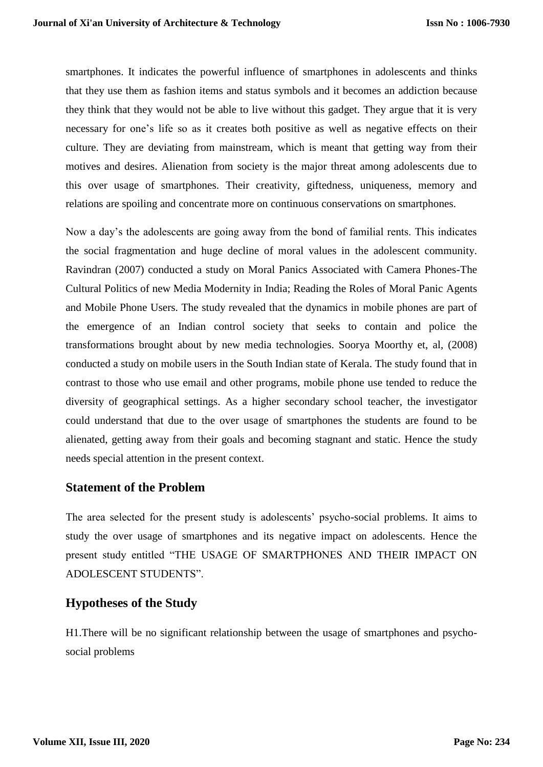smartphones. It indicates the powerful influence of smartphones in adolescents and thinks that they use them as fashion items and status symbols and it becomes an addiction because they think that they would not be able to live without this gadget. They argue that it is very necessary for one's life so as it creates both positive as well as negative effects on their culture. They are deviating from mainstream, which is meant that getting way from their motives and desires. Alienation from society is the major threat among adolescents due to this over usage of smartphones. Their creativity, giftedness, uniqueness, memory and relations are spoiling and concentrate more on continuous conservations on smartphones.

Now a day's the adolescents are going away from the bond of familial rents. This indicates the social fragmentation and huge decline of moral values in the adolescent community. Ravindran (2007) conducted a study on Moral Panics Associated with Camera Phones-The Cultural Politics of new Media Modernity in India; Reading the Roles of Moral Panic Agents and Mobile Phone Users. The study revealed that the dynamics in mobile phones are part of the emergence of an Indian control society that seeks to contain and police the transformations brought about by new media technologies. Soorya Moorthy et, al, (2008) conducted a study on mobile users in the South Indian state of Kerala. The study found that in contrast to those who use email and other programs, mobile phone use tended to reduce the diversity of geographical settings. As a higher secondary school teacher, the investigator could understand that due to the over usage of smartphones the students are found to be alienated, getting away from their goals and becoming stagnant and static. Hence the study needs special attention in the present context.

## Statement of the Problem

The area selected for the present study is adolescents' psycho-social problems. It aims to study the over usage of smartphones and its negative impact on adolescents. Hence the present study entitled "THE USAGE OF SMARTPHONES AND THEIR IMPACT ON ADOLESCENT STUDENTS".

## Hypotheses of the Study

H1.There will be no significant relationship between the usage of smartphones and psycho-social problems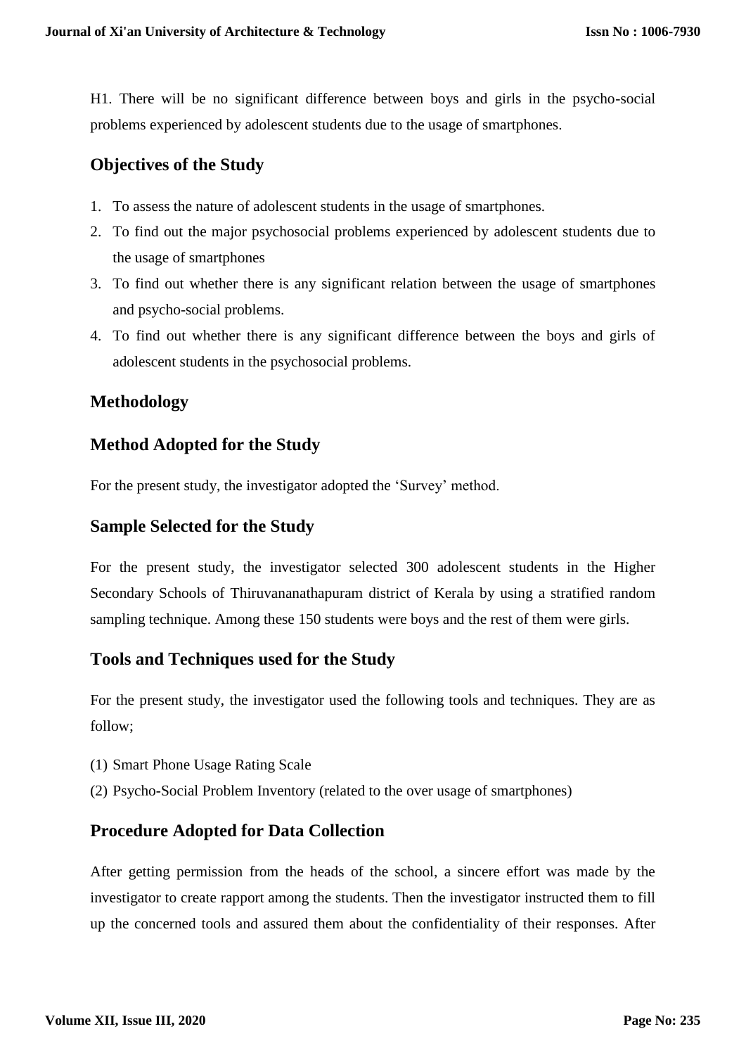H1. There will be no significant difference between boys and girls in the psycho-social problems experienced by adolescent students due to the usage of smartphones.

## Objectives of the Study

1. To assess the nature of adolescent students in the usage of smartphones.
2. To find out the major psychosocial problems experienced by adolescent students due to the usage of smartphones
3. To find out whether there is any significant relation between the usage of smartphones and psycho-social problems.
4. To find out whether there is any significant difference between the boys and girls of adolescent students in the psychosocial problems.

## Methodology

## Method Adopted for the Study

For the present study, the investigator adopted the 'Survey' method.

## Sample Selected for the Study

For the present study, the investigator selected 300 adolescent students in the Higher Secondary Schools of Thiruvananathapuram district of Kerala by using a stratified random sampling technique. Among these 150 students were boys and the rest of them were girls.

## Tools and Techniques used for the Study

For the present study, the investigator used the following tools and techniques. They are as follow;

(1) Smart Phone Usage Rating Scale
(2) Psycho-Social Problem Inventory (related to the over usage of smartphones)

## Procedure Adopted for Data Collection

After getting permission from the heads of the school, a sincere effort was made by the investigator to create rapport among the students. Then the investigator instructed them to fill up the concerned tools and assured them about the confidentiality of their responses. After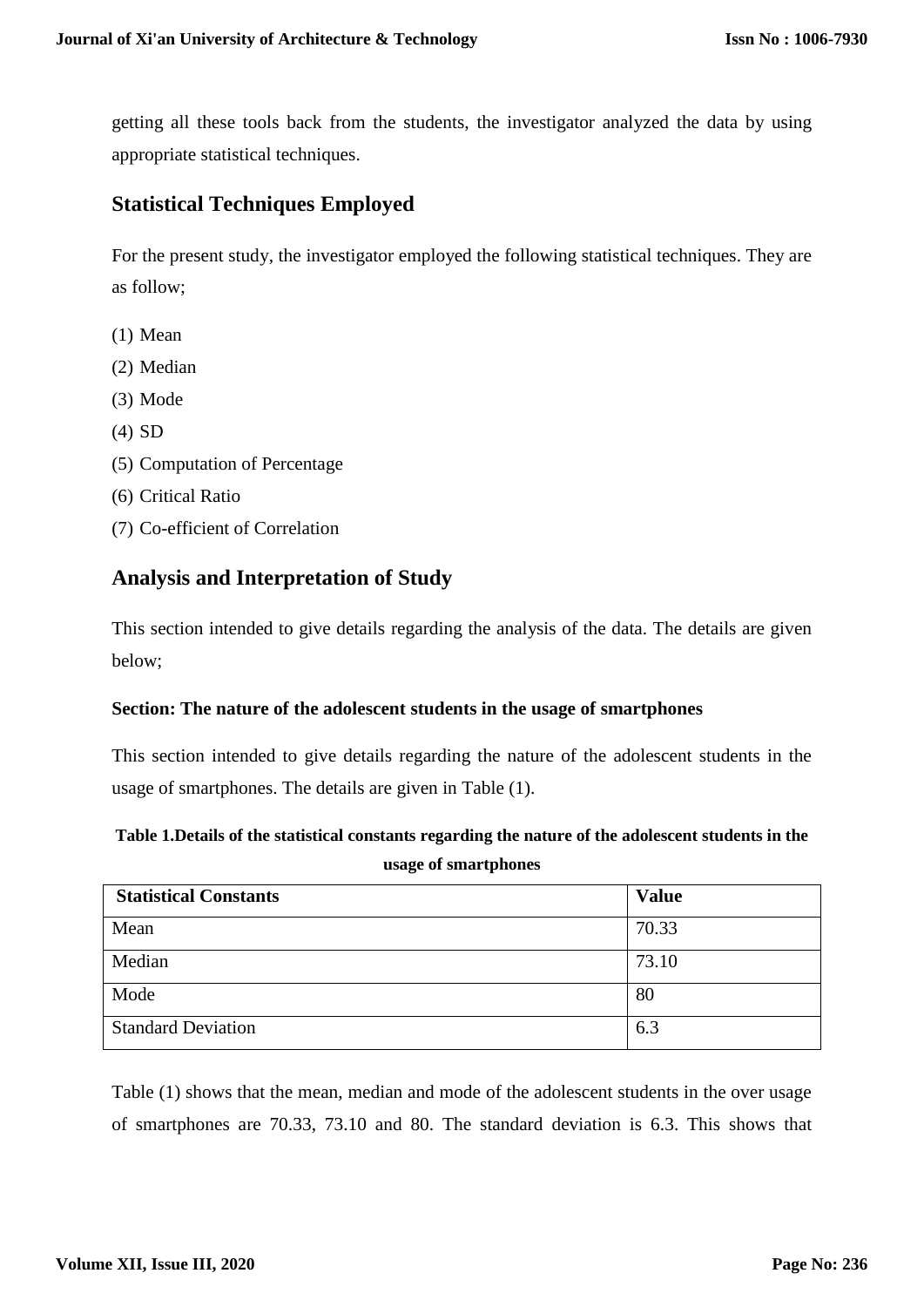getting all these tools back from the students, the investigator analyzed the data by using appropriate statistical techniques.

## Statistical Techniques Employed

For the present study, the investigator employed the following statistical techniques. They are as follow;

(1) Mean
(2) Median
(3) Mode
(4) SD
(5) Computation of Percentage
(6) Critical Ratio
(7) Co-efficient of Correlation

## Analysis and Interpretation of Study

This section intended to give details regarding the analysis of the data. The details are given below;

**Section: The nature of the adolescent students in the usage of smartphones**

This section intended to give details regarding the nature of the adolescent students in the usage of smartphones. The details are given in Table (1).

**Table 1.Details of the statistical constants regarding the nature of the adolescent students in the usage of smartphones**

| Statistical Constants | Value |
|---|---|
| Mean | 70.33 |
| Median | 73.10 |
| Mode | 80 |
| Standard Deviation | 6.3 |

Table (1) shows that the mean, median and mode of the adolescent students in the over usage of smartphones are 70.33, 73.10 and 80. The standard deviation is 6.3. This shows that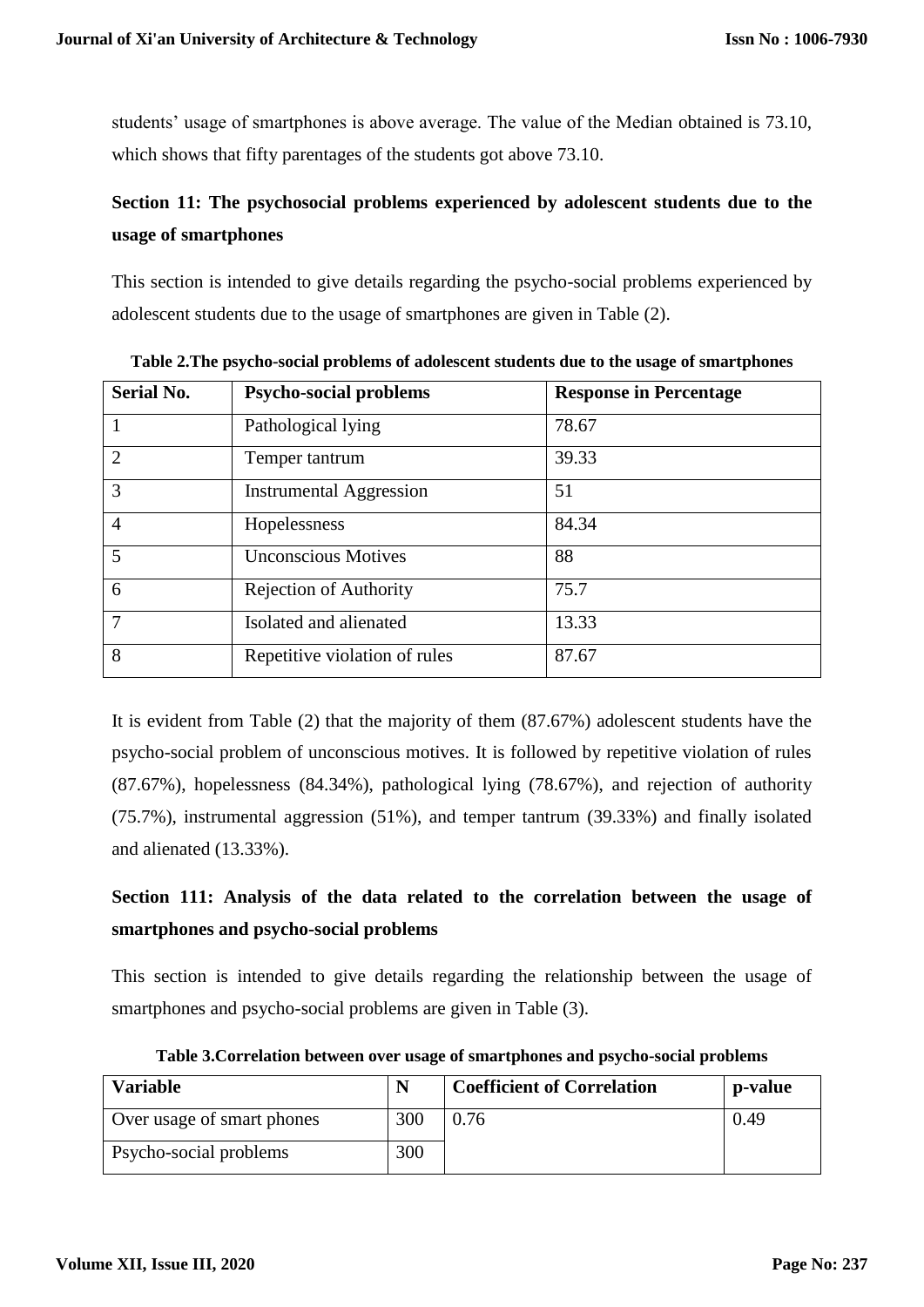students' usage of smartphones is above average. The value of the Median obtained is 73.10, which shows that fifty parentages of the students got above 73.10.

## Section 11: The psychosocial problems experienced by adolescent students due to the usage of smartphones

This section is intended to give details regarding the psycho-social problems experienced by adolescent students due to the usage of smartphones are given in Table (2).

**Table 2.The psycho-social problems of adolescent students due to the usage of smartphones**

| Serial No. | Psycho-social problems | Response in Percentage |
|---|---|---|
| 1 | Pathological lying | 78.67 |
| 2 | Temper tantrum | 39.33 |
| 3 | Instrumental Aggression | 51 |
| 4 | Hopelessness | 84.34 |
| 5 | Unconscious Motives | 88 |
| 6 | Rejection of Authority | 75.7 |
| 7 | Isolated and alienated | 13.33 |
| 8 | Repetitive violation of rules | 87.67 |

It is evident from Table (2) that the majority of them (87.67%) adolescent students have the psycho-social problem of unconscious motives. It is followed by repetitive violation of rules (87.67%), hopelessness (84.34%), pathological lying (78.67%), and rejection of authority (75.7%), instrumental aggression (51%), and temper tantrum (39.33%) and finally isolated and alienated (13.33%).

## Section 111: Analysis of the data related to the correlation between the usage of smartphones and psycho-social problems

This section is intended to give details regarding the relationship between the usage of smartphones and psycho-social problems are given in Table (3).

**Table 3.Correlation between over usage of smartphones and psycho-social problems**

| Variable | N | Coefficient of Correlation | p-value |
|---|---|---|---|
| Over usage of smart phones | 300 | 0.76 | 0.49 |
| Psycho-social problems | 300 | | |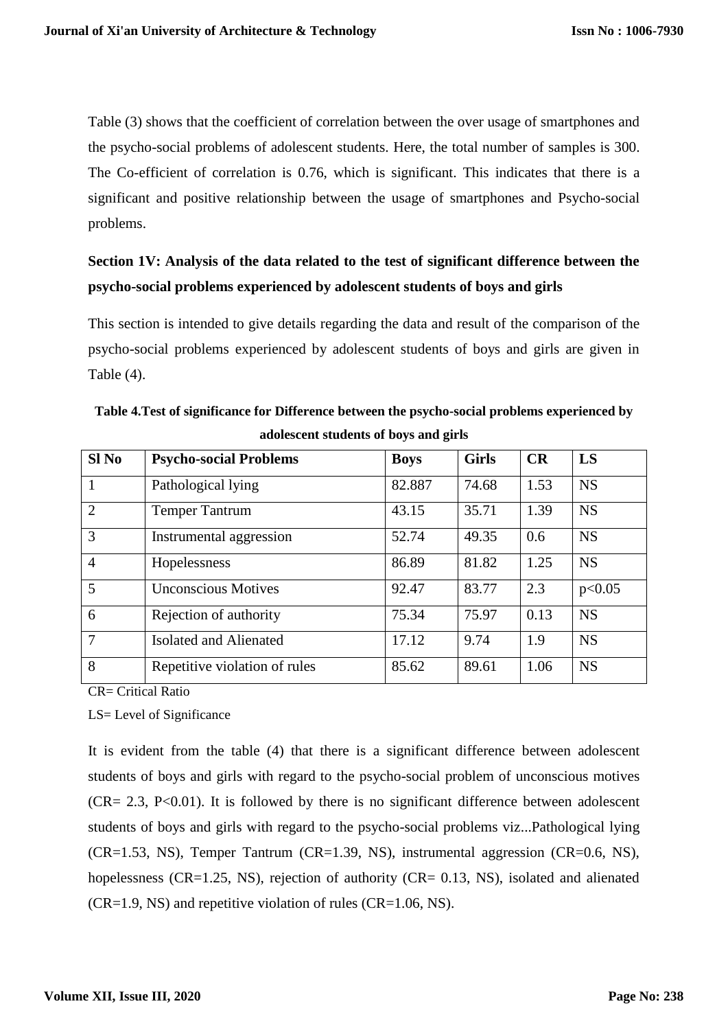Table (3) shows that the coefficient of correlation between the over usage of smartphones and the psycho-social problems of adolescent students. Here, the total number of samples is 300. The Co-efficient of correlation is 0.76, which is significant. This indicates that there is a significant and positive relationship between the usage of smartphones and Psycho-social problems.

## Section 1V: Analysis of the data related to the test of significant difference between the psycho-social problems experienced by adolescent students of boys and girls

This section is intended to give details regarding the data and result of the comparison of the psycho-social problems experienced by adolescent students of boys and girls are given in Table (4).

**Table 4.Test of significance for Difference between the psycho-social problems experienced by adolescent students of boys and girls**

| Sl No | Psycho-social Problems | Boys | Girls | CR | LS |
|---|---|---|---|---|---|
| 1 | Pathological lying | 82.887 | 74.68 | 1.53 | NS |
| 2 | Temper Tantrum | 43.15 | 35.71 | 1.39 | NS |
| 3 | Instrumental aggression | 52.74 | 49.35 | 0.6 | NS |
| 4 | Hopelessness | 86.89 | 81.82 | 1.25 | NS |
| 5 | Unconscious Motives | 92.47 | 83.77 | 2.3 | $p<0.05$ |
| 6 | Rejection of authority | 75.34 | 75.97 | 0.13 | NS |
| 7 | Isolated and Alienated | 17.12 | 9.74 | 1.9 | NS |
| 8 | Repetitive violation of rules | 85.62 | 89.61 | 1.06 | NS |

CR= Critical Ratio

LS= Level of Significance

It is evident from the table (4) that there is a significant difference between adolescent students of boys and girls with regard to the psycho-social problem of unconscious motives (CR= 2.3, $P<0.01$). It is followed by there is no significant difference between adolescent students of boys and girls with regard to the psycho-social problems viz...Pathological lying (CR=1.53, NS), Temper Tantrum (CR=1.39, NS), instrumental aggression (CR=0.6, NS), hopelessness (CR=1.25, NS), rejection of authority (CR= 0.13, NS), isolated and alienated (CR=1.9, NS) and repetitive violation of rules (CR=1.06, NS).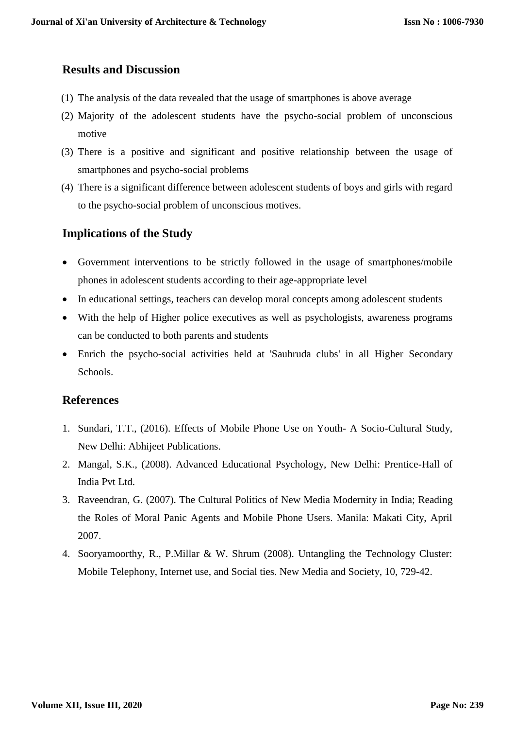## Results and Discussion

(1) The analysis of the data revealed that the usage of smartphones is above average

(2) Majority of the adolescent students have the psycho-social problem of unconscious motive

(3) There is a positive and significant and positive relationship between the usage of smartphones and psycho-social problems

(4) There is a significant difference between adolescent students of boys and girls with regard to the psycho-social problem of unconscious motives.

## Implications of the Study

- Government interventions to be strictly followed in the usage of smartphones/mobile phones in adolescent students according to their age-appropriate level
- In educational settings, teachers can develop moral concepts among adolescent students
- With the help of Higher police executives as well as psychologists, awareness programs can be conducted to both parents and students
- Enrich the psycho-social activities held at 'Sauhruda clubs' in all Higher Secondary Schools.

## References

1. Sundari, T.T., (2016). Effects of Mobile Phone Use on Youth- A Socio-Cultural Study, New Delhi: Abhijeet Publications.
2. Mangal, S.K., (2008). Advanced Educational Psychology, New Delhi: Prentice-Hall of India Pvt Ltd.
3. Raveendran, G. (2007). The Cultural Politics of New Media Modernity in India; Reading the Roles of Moral Panic Agents and Mobile Phone Users. Manila: Makati City, April 2007.
4. Sooryamoorthy, R., P.Millar & W. Shrum (2008). Untangling the Technology Cluster: Mobile Telephony, Internet use, and Social ties. New Media and Society, 10, 729-42.